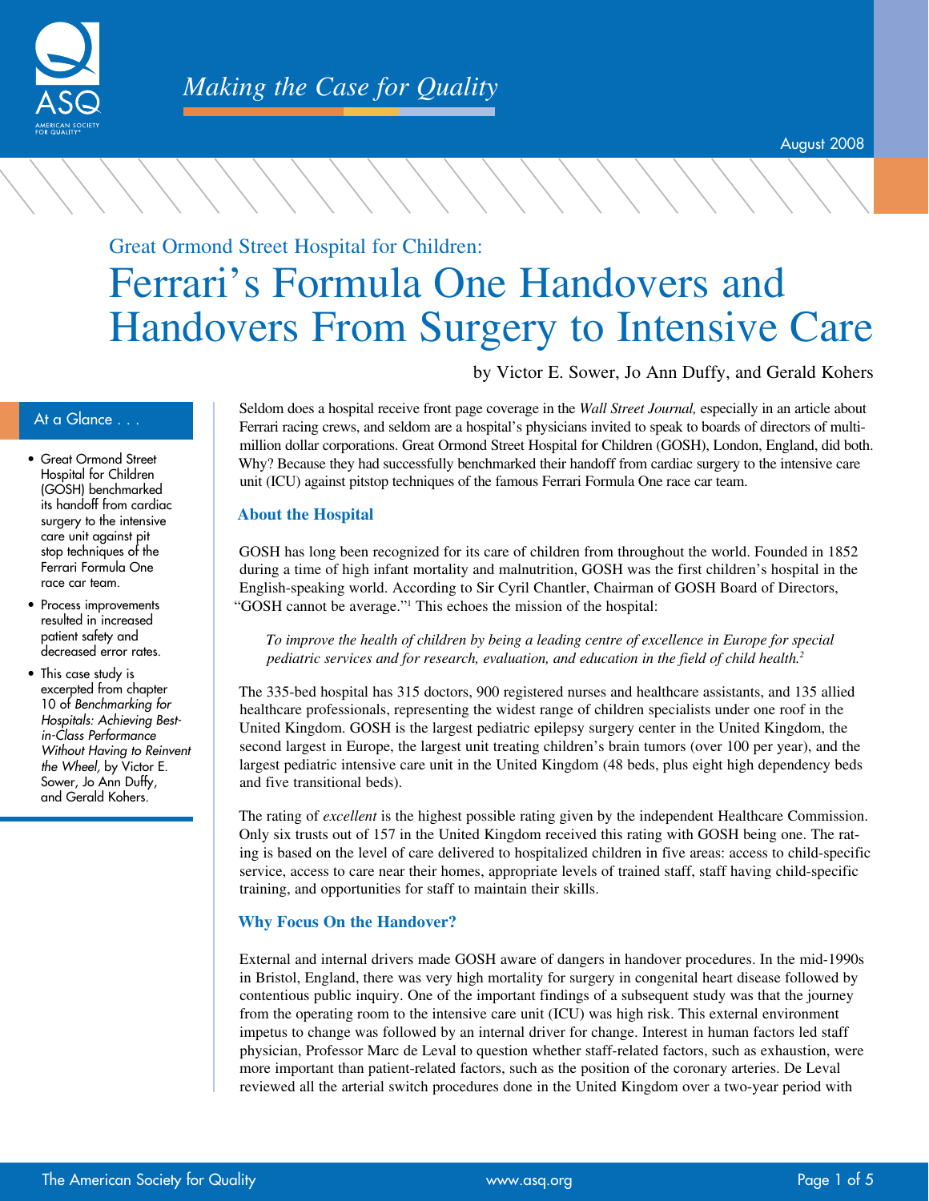Making the Case for Quality

August 2008

## Great Ormond Street Hospital for Children:

# Ferrari's Formula One Handovers and Handovers From Surgery to Intensive Care

by Victor E. Sower, Jo Ann Duffy, and Gerald Kohers

### At a Glance . . .

- Great Ormond Street Hospital for Children (GOSH) benchmarked its handoff from cardiac surgery to the intensive care unit against pit stop techniques of the Ferrari Formula One race car team.
- Process improvements resulted in increased patient safety and decreased error rates.
- This case study is excerpted from chapter 10 of *Benchmarking for Hospitals: Achieving Best-in-Class Performance Without Having to Reinvent the Wheel,* by Victor E. Sower, Jo Ann Duffy, and Gerald Kohers.

Seldom does a hospital receive front page coverage in the *Wall Street Journal,* especially in an article about Ferrari racing crews, and seldom are a hospital's physicians invited to speak to boards of directors of multi-million dollar corporations. Great Ormond Street Hospital for Children (GOSH), London, England, did both. Why? Because they had successfully benchmarked their handoff from cardiac surgery to the intensive care unit (ICU) against pitstop techniques of the famous Ferrari Formula One race car team.

## About the Hospital

GOSH has long been recognized for its care of children from throughout the world. Founded in 1852 during a time of high infant mortality and malnutrition, GOSH was the first children's hospital in the English-speaking world. According to Sir Cyril Chantler, Chairman of GOSH Board of Directors, "GOSH cannot be average."[1] This echoes the mission of the hospital:

> *To improve the health of children by being a leading centre of excellence in Europe for special pediatric services and for research, evaluation, and education in the field of child health.*[2]

The 335-bed hospital has 315 doctors, 900 registered nurses and healthcare assistants, and 135 allied healthcare professionals, representing the widest range of children specialists under one roof in the United Kingdom. GOSH is the largest pediatric epilepsy surgery center in the United Kingdom, the second largest in Europe, the largest unit treating children's brain tumors (over 100 per year), and the largest pediatric intensive care unit in the United Kingdom (48 beds, plus eight high dependency beds and five transitional beds).

The rating of *excellent* is the highest possible rating given by the independent Healthcare Commission. Only six trusts out of 157 in the United Kingdom received this rating with GOSH being one. The rating is based on the level of care delivered to hospitalized children in five areas: access to child-specific service, access to care near their homes, appropriate levels of trained staff, staff having child-specific training, and opportunities for staff to maintain their skills.

## Why Focus On the Handover?

External and internal drivers made GOSH aware of dangers in handover procedures. In the mid-1990s in Bristol, England, there was very high mortality for surgery in congenital heart disease followed by contentious public inquiry. One of the important findings of a subsequent study was that the journey from the operating room to the intensive care unit (ICU) was high risk. This external environment impetus to change was followed by an internal driver for change. Interest in human factors led staff physician, Professor Marc de Leval to question whether staff-related factors, such as exhaustion, were more important than patient-related factors, such as the position of the coronary arteries. De Leval reviewed all the arterial switch procedures done in the United Kingdom over a two-year period with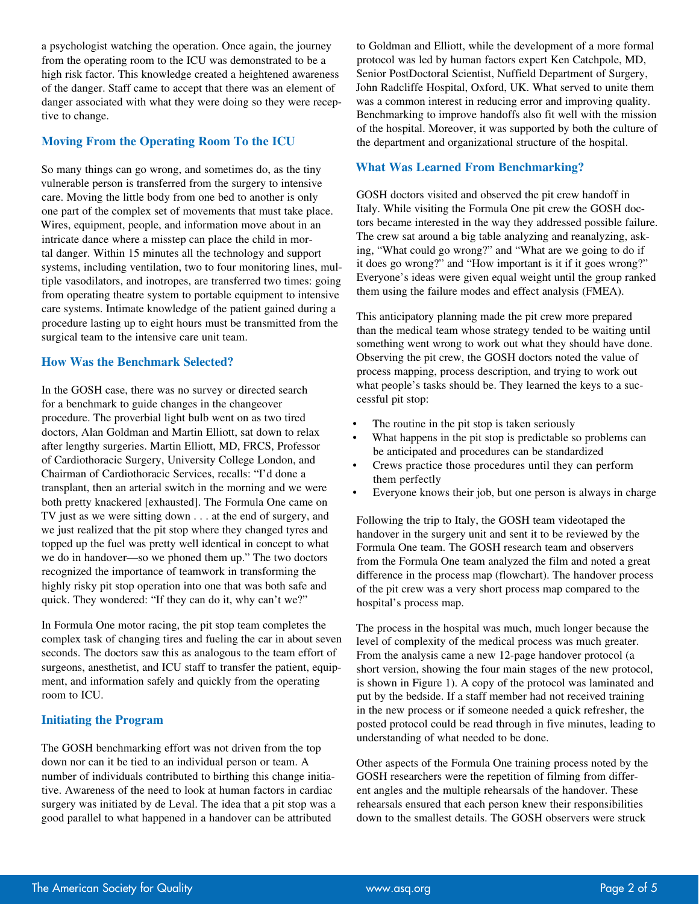a psychologist watching the operation. Once again, the journey from the operating room to the ICU was demonstrated to be a high risk factor. This knowledge created a heightened awareness of the danger. Staff came to accept that there was an element of danger associated with what they were doing so they were receptive to change.

## Moving From the Operating Room To the ICU

So many things can go wrong, and sometimes do, as the tiny vulnerable person is transferred from the surgery to intensive care. Moving the little body from one bed to another is only one part of the complex set of movements that must take place. Wires, equipment, people, and information move about in an intricate dance where a misstep can place the child in mortal danger. Within 15 minutes all the technology and support systems, including ventilation, two to four monitoring lines, multiple vasodilators, and inotropes, are transferred two times: going from operating theatre system to portable equipment to intensive care systems. Intimate knowledge of the patient gained during a procedure lasting up to eight hours must be transmitted from the surgical team to the intensive care unit team.

## How Was the Benchmark Selected?

In the GOSH case, there was no survey or directed search for a benchmark to guide changes in the changeover procedure. The proverbial light bulb went on as two tired doctors, Alan Goldman and Martin Elliott, sat down to relax after lengthy surgeries. Martin Elliott, MD, FRCS, Professor of Cardiothoracic Surgery, University College London, and Chairman of Cardiothoracic Services, recalls: "I'd done a transplant, then an arterial switch in the morning and we were both pretty knackered [exhausted]. The Formula One came on TV just as we were sitting down . . . at the end of surgery, and we just realized that the pit stop where they changed tyres and topped up the fuel was pretty well identical in concept to what we do in handover—so we phoned them up." The two doctors recognized the importance of teamwork in transforming the highly risky pit stop operation into one that was both safe and quick. They wondered: "If they can do it, why can't we?"

In Formula One motor racing, the pit stop team completes the complex task of changing tires and fueling the car in about seven seconds. The doctors saw this as analogous to the team effort of surgeons, anesthetist, and ICU staff to transfer the patient, equipment, and information safely and quickly from the operating room to ICU.

## Initiating the Program

The GOSH benchmarking effort was not driven from the top down nor can it be tied to an individual person or team. A number of individuals contributed to birthing this change initiative. Awareness of the need to look at human factors in cardiac surgery was initiated by de Leval. The idea that a pit stop was a good parallel to what happened in a handover can be attributed to Goldman and Elliott, while the development of a more formal protocol was led by human factors expert Ken Catchpole, MD, Senior PostDoctoral Scientist, Nuffield Department of Surgery, John Radcliffe Hospital, Oxford, UK. What served to unite them was a common interest in reducing error and improving quality. Benchmarking to improve handoffs also fit well with the mission of the hospital. Moreover, it was supported by both the culture of the department and organizational structure of the hospital.

## What Was Learned From Benchmarking?

GOSH doctors visited and observed the pit crew handoff in Italy. While visiting the Formula One pit crew the GOSH doctors became interested in the way they addressed possible failure. The crew sat around a big table analyzing and reanalyzing, asking, "What could go wrong?" and "What are we going to do if it does go wrong?" and "How important is it if it goes wrong?" Everyone's ideas were given equal weight until the group ranked them using the failure modes and effect analysis (FMEA).

This anticipatory planning made the pit crew more prepared than the medical team whose strategy tended to be waiting until something went wrong to work out what they should have done. Observing the pit crew, the GOSH doctors noted the value of process mapping, process description, and trying to work out what people's tasks should be. They learned the keys to a successful pit stop:

- The routine in the pit stop is taken seriously
- What happens in the pit stop is predictable so problems can be anticipated and procedures can be standardized
- Crews practice those procedures until they can perform them perfectly
- Everyone knows their job, but one person is always in charge

Following the trip to Italy, the GOSH team videotaped the handover in the surgery unit and sent it to be reviewed by the Formula One team. The GOSH research team and observers from the Formula One team analyzed the film and noted a great difference in the process map (flowchart). The handover process of the pit crew was a very short process map compared to the hospital's process map.

The process in the hospital was much, much longer because the level of complexity of the medical process was much greater. From the analysis came a new 12-page handover protocol (a short version, showing the four main stages of the new protocol, is shown in Figure 1). A copy of the protocol was laminated and put by the bedside. If a staff member had not received training in the new process or if someone needed a quick refresher, the posted protocol could be read through in five minutes, leading to understanding of what needed to be done.

Other aspects of the Formula One training process noted by the GOSH researchers were the repetition of filming from different angles and the multiple rehearsals of the handover. These rehearsals ensured that each person knew their responsibilities down to the smallest details. The GOSH observers were struck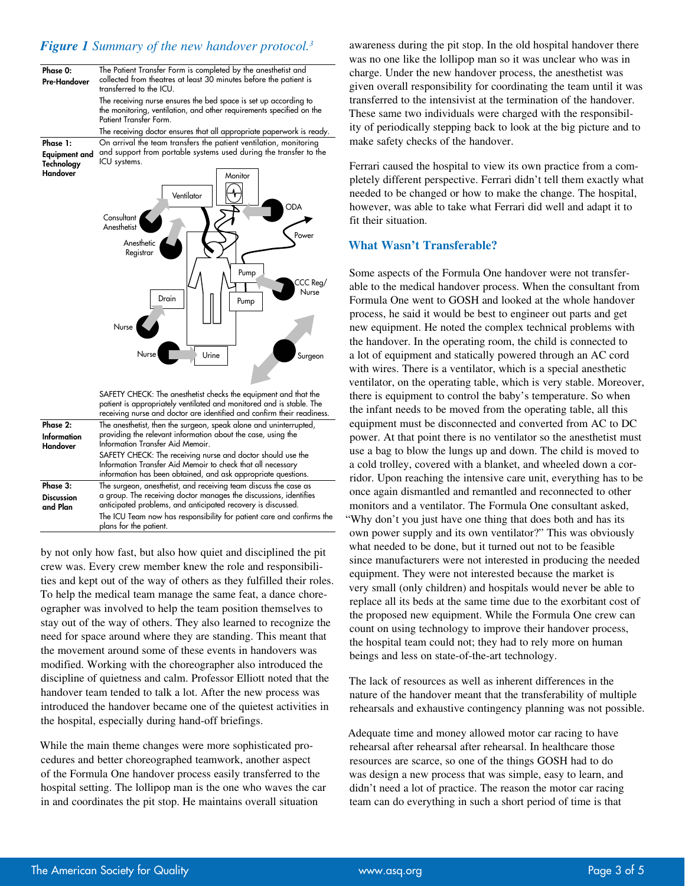*Figure 1 Summary of the new handover protocol.[3]*

| Phase | Description |
|---|---|
| **Phase 0: Pre-Handover** | The Patient Transfer Form is completed by the anesthetist and collected from theatres at least 30 minutes before the patient is transferred to the ICU. The receiving nurse ensures the bed space is set up according to the monitoring, ventilation, and other requirements specified on the Patient Transfer Form. The receiving doctor ensures that all appropriate paperwork is ready. |
| **Phase 1: Equipment and Technology Handover** | On arrival the team transfers the patient ventilation, monitoring and support from portable systems used during the transfer to the ICU systems. [Diagram: Monitor, Ventilator, ODA, Power, Consultant Anesthetist, Anesthetic Registrar, Pump, CCC Reg/ Nurse, Drain, Pump, Nurse, Nurse, Urine, Surgeon] SAFETY CHECK: The anesthetist checks the equipment and that the patient is appropriately ventilated and monitored and is stable. The receiving nurse and doctor are identified and confirm their readiness. |
| **Phase 2: Information Handover** | The anesthetist, then the surgeon, speak alone and uninterrupted, providing the relevant information about the case, using the Information Transfer Aid Memoir. SAFETY CHECK: The receiving nurse and doctor should use the Information Transfer Aid Memoir to check that all necessary information has been obtained, and ask appropriate questions. |
| **Phase 3: Discussion and Plan** | The surgeon, anesthetist, and receiving team discuss the case as a group. The receiving doctor manages the discussions, identifies anticipated problems, and anticipated recovery is discussed. The ICU Team now has responsibility for patient care and confirms the plans for the patient. |

by not only how fast, but also how quiet and disciplined the pit crew was. Every crew member knew the role and responsibilities and kept out of the way of others as they fulfilled their roles. To help the medical team manage the same feat, a dance choreographer was involved to help the team position themselves to stay out of the way of others. They also learned to recognize the need for space around where they are standing. This meant that the movement around some of these events in handovers was modified. Working with the choreographer also introduced the discipline of quietness and calm. Professor Elliott noted that the handover team tended to talk a lot. After the new process was introduced the handover became one of the quietest activities in the hospital, especially during hand-off briefings.

While the main theme changes were more sophisticated procedures and better choreographed teamwork, another aspect of the Formula One handover process easily transferred to the hospital setting. The lollipop man is the one who waves the car in and coordinates the pit stop. He maintains overall situation awareness during the pit stop. In the old hospital handover there was no one like the lollipop man so it was unclear who was in charge. Under the new handover process, the anesthetist was given overall responsibility for coordinating the team until it was transferred to the intensivist at the termination of the handover. These same two individuals were charged with the responsibility of periodically stepping back to look at the big picture and to make safety checks of the handover.

Ferrari caused the hospital to view its own practice from a completely different perspective. Ferrari didn't tell them exactly what needed to be changed or how to make the change. The hospital, however, was able to take what Ferrari did well and adapt it to fit their situation.

## What Wasn't Transferable?

Some aspects of the Formula One handover were not transferable to the medical handover process. When the consultant from Formula One went to GOSH and looked at the whole handover process, he said it would be best to engineer out parts and get new equipment. He noted the complex technical problems with the handover. In the operating room, the child is connected to a lot of equipment and statically powered through an AC cord with wires. There is a ventilator, which is a special anesthetic ventilator, on the operating table, which is very stable. Moreover, there is equipment to control the baby's temperature. So when the infant needs to be moved from the operating table, all this equipment must be disconnected and converted from AC to DC power. At that point there is no ventilator so the anesthetist must use a bag to blow the lungs up and down. The child is moved to a cold trolley, covered with a blanket, and wheeled down a corridor. Upon reaching the intensive care unit, everything has to be once again dismantled and remantled and reconnected to other monitors and a ventilator. The Formula One consultant asked, "Why don't you just have one thing that does both and has its own power supply and its own ventilator?" This was obviously what needed to be done, but it turned out not to be feasible since manufacturers were not interested in producing the needed equipment. They were not interested because the market is very small (only children) and hospitals would never be able to replace all its beds at the same time due to the exorbitant cost of the proposed new equipment. While the Formula One crew can count on using technology to improve their handover process, the hospital team could not; they had to rely more on human beings and less on state-of-the-art technology.

The lack of resources as well as inherent differences in the nature of the handover meant that the transferability of multiple rehearsals and exhaustive contingency planning was not possible.

Adequate time and money allowed motor car racing to have rehearsal after rehearsal after rehearsal. In healthcare those resources are scarce, so one of the things GOSH had to do was design a new process that was simple, easy to learn, and didn't need a lot of practice. The reason the motor car racing team can do everything in such a short period of time is that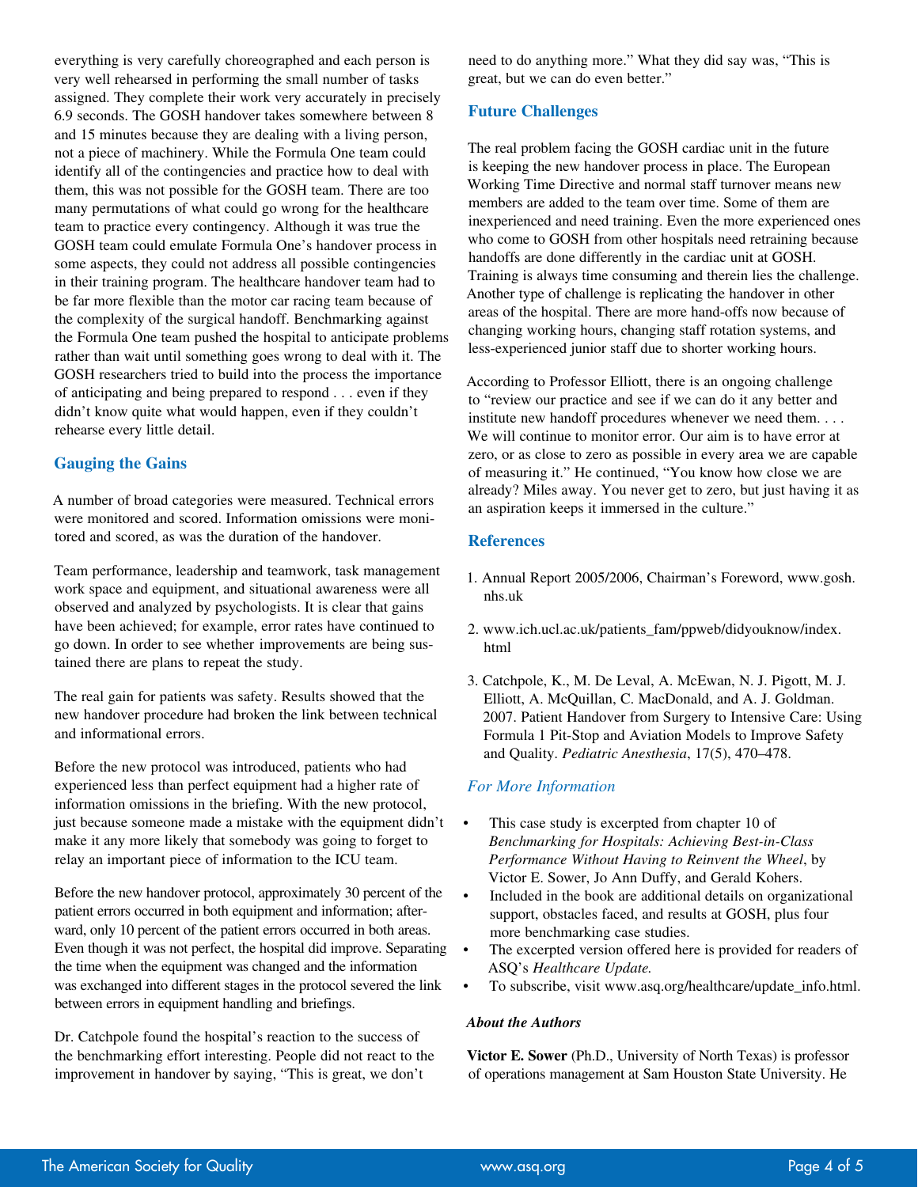everything is very carefully choreographed and each person is very well rehearsed in performing the small number of tasks assigned. They complete their work very accurately in precisely 6.9 seconds. The GOSH handover takes somewhere between 8 and 15 minutes because they are dealing with a living person, not a piece of machinery. While the Formula One team could identify all of the contingencies and practice how to deal with them, this was not possible for the GOSH team. There are too many permutations of what could go wrong for the healthcare team to practice every contingency. Although it was true the GOSH team could emulate Formula One's handover process in some aspects, they could not address all possible contingencies in their training program. The healthcare handover team had to be far more flexible than the motor car racing team because of the complexity of the surgical handoff. Benchmarking against the Formula One team pushed the hospital to anticipate problems rather than wait until something goes wrong to deal with it. The GOSH researchers tried to build into the process the importance of anticipating and being prepared to respond . . . even if they didn't know quite what would happen, even if they couldn't rehearse every little detail.

### Gauging the Gains

A number of broad categories were measured. Technical errors were monitored and scored. Information omissions were monitored and scored, as was the duration of the handover.

Team performance, leadership and teamwork, task management work space and equipment, and situational awareness were all observed and analyzed by psychologists. It is clear that gains have been achieved; for example, error rates have continued to go down. In order to see whether improvements are being sustained there are plans to repeat the study.

The real gain for patients was safety. Results showed that the new handover procedure had broken the link between technical and informational errors.

Before the new protocol was introduced, patients who had experienced less than perfect equipment had a higher rate of information omissions in the briefing. With the new protocol, just because someone made a mistake with the equipment didn't make it any more likely that somebody was going to forget to relay an important piece of information to the ICU team.

Before the new handover protocol, approximately 30 percent of the patient errors occurred in both equipment and information; afterward, only 10 percent of the patient errors occurred in both areas. Even though it was not perfect, the hospital did improve. Separating the time when the equipment was changed and the information was exchanged into different stages in the protocol severed the link between errors in equipment handling and briefings.

Dr. Catchpole found the hospital's reaction to the success of the benchmarking effort interesting. People did not react to the improvement in handover by saying, "This is great, we don't need to do anything more." What they did say was, "This is great, but we can do even better."

### Future Challenges

The real problem facing the GOSH cardiac unit in the future is keeping the new handover process in place. The European Working Time Directive and normal staff turnover means new members are added to the team over time. Some of them are inexperienced and need training. Even the more experienced ones who come to GOSH from other hospitals need retraining because handoffs are done differently in the cardiac unit at GOSH. Training is always time consuming and therein lies the challenge. Another type of challenge is replicating the handover in other areas of the hospital. There are more hand-offs now because of changing working hours, changing staff rotation systems, and less-experienced junior staff due to shorter working hours.

According to Professor Elliott, there is an ongoing challenge to "review our practice and see if we can do it any better and institute new handoff procedures whenever we need them. . . . We will continue to monitor error. Our aim is to have error at zero, or as close to zero as possible in every area we are capable of measuring it." He continued, "You know how close we are already? Miles away. You never get to zero, but just having it as an aspiration keeps it immersed in the culture."

### References

1. Annual Report 2005/2006, Chairman's Foreword, www.gosh.nhs.uk
2. www.ich.ucl.ac.uk/patients_fam/ppweb/didyouknow/index.html
3. Catchpole, K., M. De Leval, A. McEwan, N. J. Pigott, M. J. Elliott, A. McQuillan, C. MacDonald, and A. J. Goldman. 2007. Patient Handover from Surgery to Intensive Care: Using Formula 1 Pit-Stop and Aviation Models to Improve Safety and Quality. *Pediatric Anesthesia*, 17(5), 470–478.

### *For More Information*

- This case study is excerpted from chapter 10 of *Benchmarking for Hospitals: Achieving Best-in-Class Performance Without Having to Reinvent the Wheel*, by Victor E. Sower, Jo Ann Duffy, and Gerald Kohers.
- Included in the book are additional details on organizational support, obstacles faced, and results at GOSH, plus four more benchmarking case studies.
- The excerpted version offered here is provided for readers of ASQ's *Healthcare Update.*
- To subscribe, visit www.asq.org/healthcare/update_info.html.

***About the Authors***

**Victor E. Sower** (Ph.D., University of North Texas) is professor of operations management at Sam Houston State University. He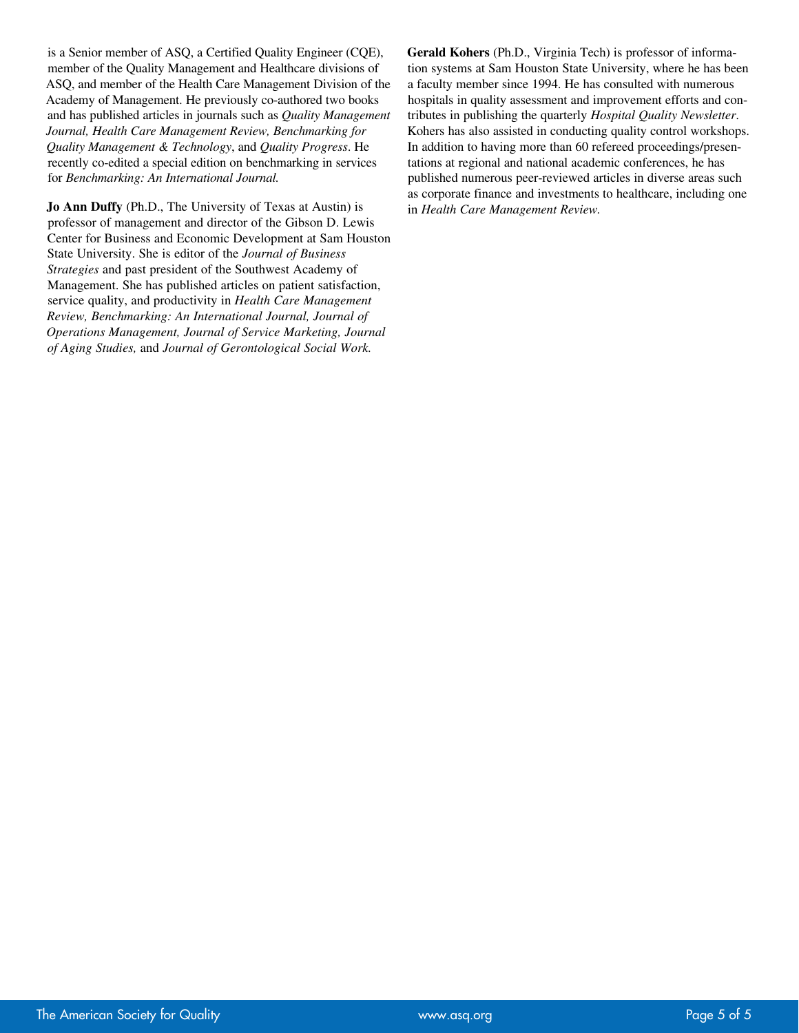is a Senior member of ASQ, a Certified Quality Engineer (CQE), member of the Quality Management and Healthcare divisions of ASQ, and member of the Health Care Management Division of the Academy of Management. He previously co-authored two books and has published articles in journals such as *Quality Management Journal, Health Care Management Review, Benchmarking for Quality Management & Technology*, and *Quality Progress*. He recently co-edited a special edition on benchmarking in services for *Benchmarking: An International Journal.*

**Jo Ann Duffy** (Ph.D., The University of Texas at Austin) is professor of management and director of the Gibson D. Lewis Center for Business and Economic Development at Sam Houston State University. She is editor of the *Journal of Business Strategies* and past president of the Southwest Academy of Management. She has published articles on patient satisfaction, service quality, and productivity in *Health Care Management Review, Benchmarking: An International Journal, Journal of Operations Management, Journal of Service Marketing, Journal of Aging Studies,* and *Journal of Gerontological Social Work.*

**Gerald Kohers** (Ph.D., Virginia Tech) is professor of information systems at Sam Houston State University, where he has been a faculty member since 1994. He has consulted with numerous hospitals in quality assessment and improvement efforts and contributes in publishing the quarterly *Hospital Quality Newsletter*. Kohers has also assisted in conducting quality control workshops. In addition to having more than 60 refereed proceedings/presentations at regional and national academic conferences, he has published numerous peer-reviewed articles in diverse areas such as corporate finance and investments to healthcare, including one in *Health Care Management Review.*